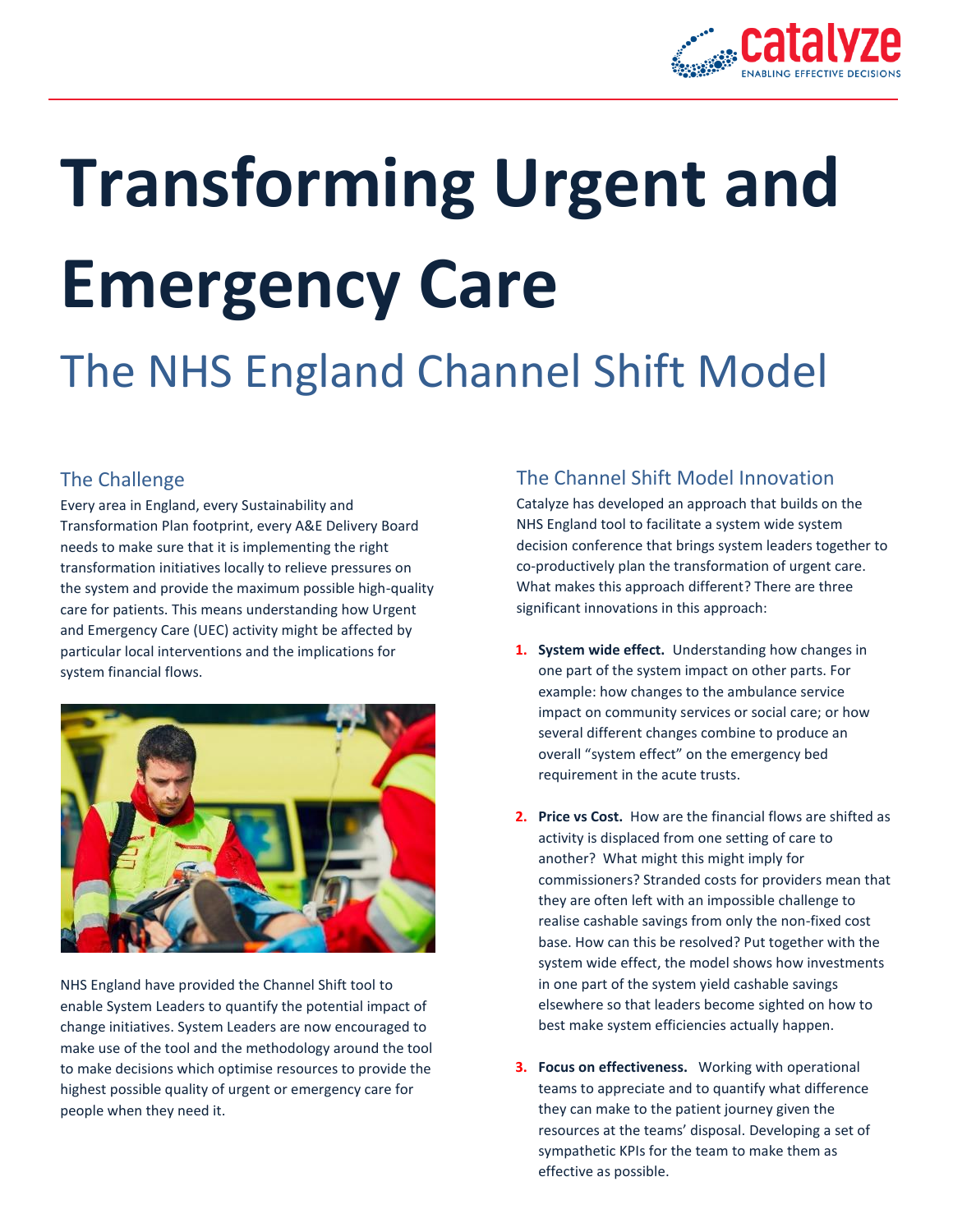# Transforming Urgent and Emergency Care

## The NHS England Channel Shift Model

### The Challenge

Every area in England, every Sustainability and Transformation Plan footprint, every A&E Delivery Board needs to make sure that it is implementing the right transformation initiatives locally to relieve pressures on the system and provide the maximum possible high-quality care for patients. This means understanding how Urgent and Emergency Care (UEC) activity might be affected by particular local interventions and the implications for system financial flows.

NHS England have provided the Channel Shift tool to enable System Leaders to quantify the potential impact of change initiatives. System Leaders are now encouraged to make use of the tool and the methodology around the tool to make decisions which optimise resources to provide the highest possible quality of urgent or emergency care for people when they need it.

### The Channel Shift Model Innovation

Catalyze has developed an approach that builds on the NHS England tool to facilitate a system wide system decision conference that brings system leaders together to co-productively plan the transformation of urgent care. What makes this approach different? There are three significant innovations in this approach:

1. **System wide effect.** Understanding how changes in one part of the system impact on other parts. For example: how changes to the ambulance service impact on community services or social care; or how several different changes combine to produce an overall "system effect" on the emergency bed requirement in the acute trusts.

2. **Price vs Cost.** How are the financial flows are shifted as activity is displaced from one setting of care to another? What might this might imply for commissioners? Stranded costs for providers mean that they are often left with an impossible challenge to realise cashable savings from only the non-fixed cost base. How can this be resolved? Put together with the system wide effect, the model shows how investments in one part of the system yield cashable savings elsewhere so that leaders become sighted on how to best make system efficiencies actually happen.

3. **Focus on effectiveness.** Working with operational teams to appreciate and to quantify what difference they can make to the patient journey given the resources at the teams' disposal. Developing a set of sympathetic KPIs for the team to make them as effective as possible.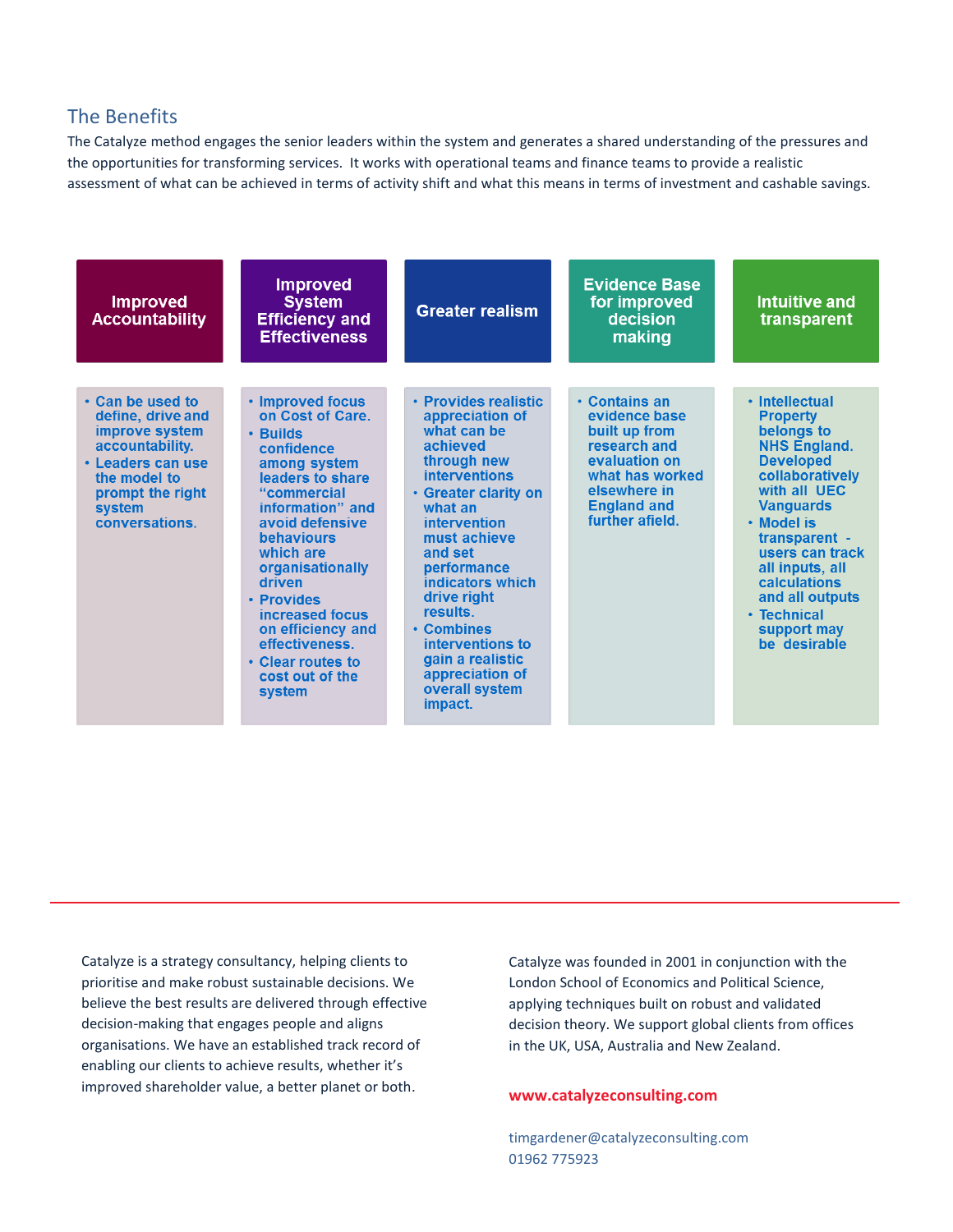## The Benefits

The Catalyze method engages the senior leaders within the system and generates a shared understanding of the pressures and the opportunities for transforming services. It works with operational teams and finance teams to provide a realistic assessment of what can be achieved in terms of activity shift and what this means in terms of investment and cashable savings.

| Improved Accountability | Improved System Efficiency and Effectiveness | Greater realism | Evidence Base for improved decision making | Intuitive and transparent |
|---|---|---|---|---|
| • Can be used to define, drive and improve system accountability.<br>• Leaders can use the model to prompt the right system conversations. | • Improved focus on Cost of Care.<br>• Builds confidence among system leaders to share "commercial information" and avoid defensive behaviours which are organisationally driven<br>• Provides increased focus on efficiency and effectiveness.<br>• Clear routes to cost out of the system | • Provides realistic appreciation of what can be achieved through new interventions<br>• Greater clarity on what an intervention must achieve and set performance indicators which drive right results.<br>• Combines interventions to gain a realistic appreciation of overall system impact. | • Contains an evidence base built up from research and evaluation on what has worked elsewhere in England and further afield. | • Intellectual Property belongs to NHS England. Developed collaboratively with all UEC Vanguards<br>• Model is transparent - users can track all inputs, all calculations and all outputs<br>• Technical support may be desirable |

Catalyze is a strategy consultancy, helping clients to prioritise and make robust sustainable decisions. We believe the best results are delivered through effective decision-making that engages people and aligns organisations. We have an established track record of enabling our clients to achieve results, whether it's improved shareholder value, a better planet or both.

Catalyze was founded in 2001 in conjunction with the London School of Economics and Political Science, applying techniques built on robust and validated decision theory. We support global clients from offices in the UK, USA, Australia and New Zealand.

**www.catalyzeconsulting.com**

timgardener@catalyzeconsulting.com
01962 775923